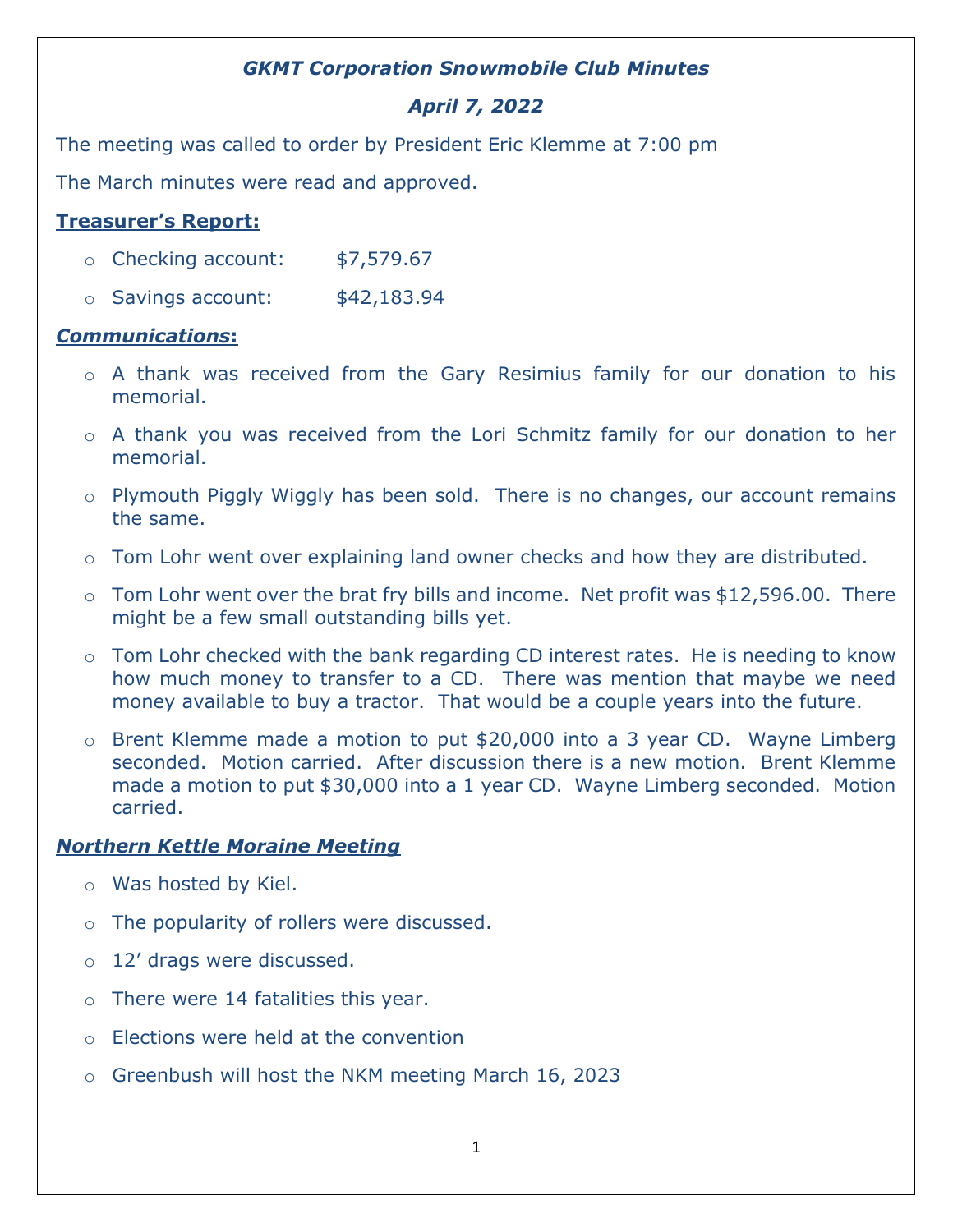***GKMT Corporation Snowmobile Club Minutes***

***April 7, 2022***

The meeting was called to order by President Eric Klemme at 7:00 pm

The March minutes were read and approved.

**Treasurer's Report:**

- Checking account: $7,579.67
- Savings account: $42,183.94

***Communications*:**

- A thank was received from the Gary Resimius family for our donation to his memorial.
- A thank you was received from the Lori Schmitz family for our donation to her memorial.
- Plymouth Piggly Wiggly has been sold. There is no changes, our account remains the same.
- Tom Lohr went over explaining land owner checks and how they are distributed.
- Tom Lohr went over the brat fry bills and income. Net profit was $12,596.00. There might be a few small outstanding bills yet.
- Tom Lohr checked with the bank regarding CD interest rates. He is needing to know how much money to transfer to a CD. There was mention that maybe we need money available to buy a tractor. That would be a couple years into the future.
- Brent Klemme made a motion to put $20,000 into a 3 year CD. Wayne Limberg seconded. Motion carried. After discussion there is a new motion. Brent Klemme made a motion to put $30,000 into a 1 year CD. Wayne Limberg seconded. Motion carried.

***Northern Kettle Moraine Meeting***

- Was hosted by Kiel.
- The popularity of rollers were discussed.
- 12' drags were discussed.
- There were 14 fatalities this year.
- Elections were held at the convention
- Greenbush will host the NKM meeting March 16, 2023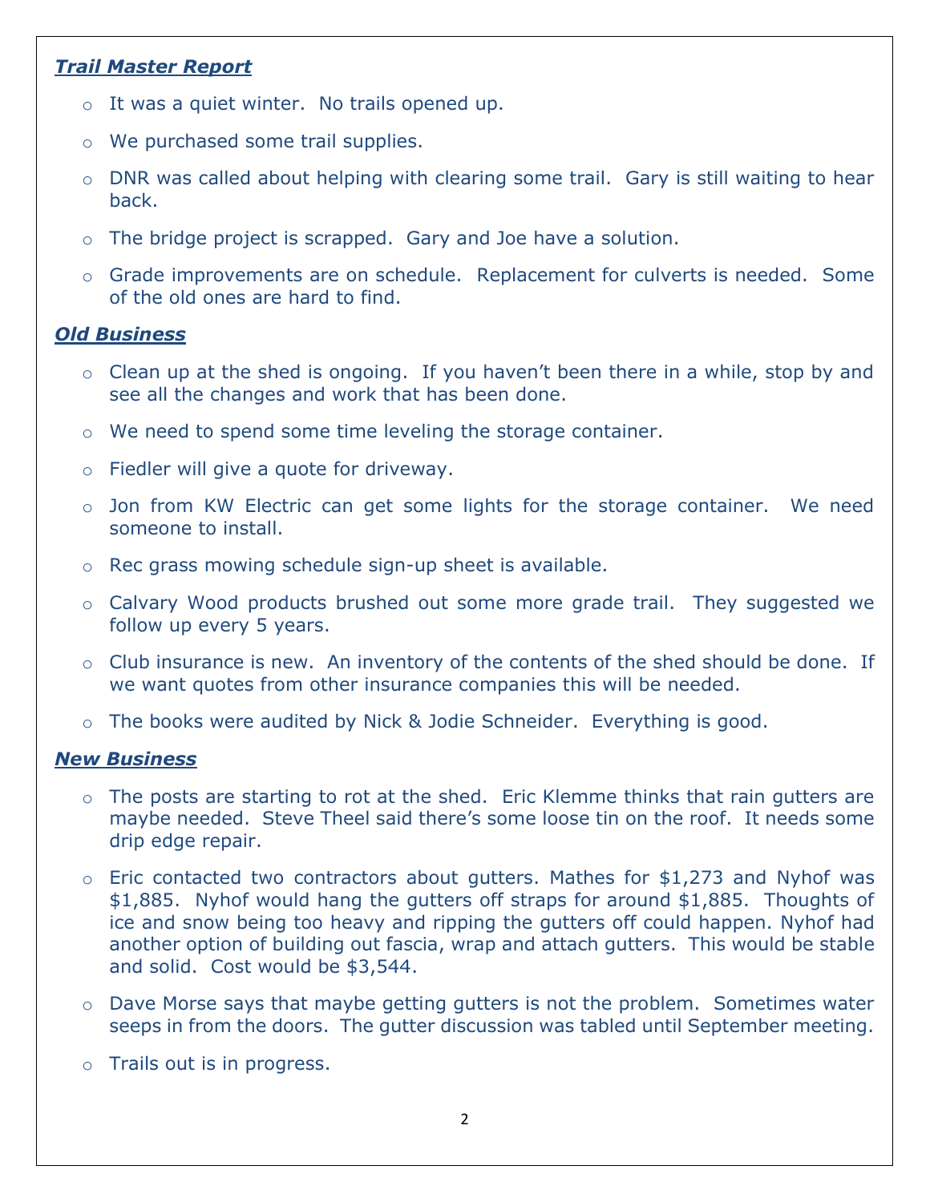***Trail Master Report***

- It was a quiet winter. No trails opened up.
- We purchased some trail supplies.
- DNR was called about helping with clearing some trail. Gary is still waiting to hear back.
- The bridge project is scrapped. Gary and Joe have a solution.
- Grade improvements are on schedule. Replacement for culverts is needed. Some of the old ones are hard to find.

***Old Business***

- Clean up at the shed is ongoing. If you haven't been there in a while, stop by and see all the changes and work that has been done.
- We need to spend some time leveling the storage container.
- Fiedler will give a quote for driveway.
- Jon from KW Electric can get some lights for the storage container. We need someone to install.
- Rec grass mowing schedule sign-up sheet is available.
- Calvary Wood products brushed out some more grade trail. They suggested we follow up every 5 years.
- Club insurance is new. An inventory of the contents of the shed should be done. If we want quotes from other insurance companies this will be needed.
- The books were audited by Nick & Jodie Schneider. Everything is good.

***New Business***

- The posts are starting to rot at the shed. Eric Klemme thinks that rain gutters are maybe needed. Steve Theel said there's some loose tin on the roof. It needs some drip edge repair.
- Eric contacted two contractors about gutters. Mathes for $1,273 and Nyhof was $1,885. Nyhof would hang the gutters off straps for around $1,885. Thoughts of ice and snow being too heavy and ripping the gutters off could happen. Nyhof had another option of building out fascia, wrap and attach gutters. This would be stable and solid. Cost would be $3,544.
- Dave Morse says that maybe getting gutters is not the problem. Sometimes water seeps in from the doors. The gutter discussion was tabled until September meeting.
- Trails out is in progress.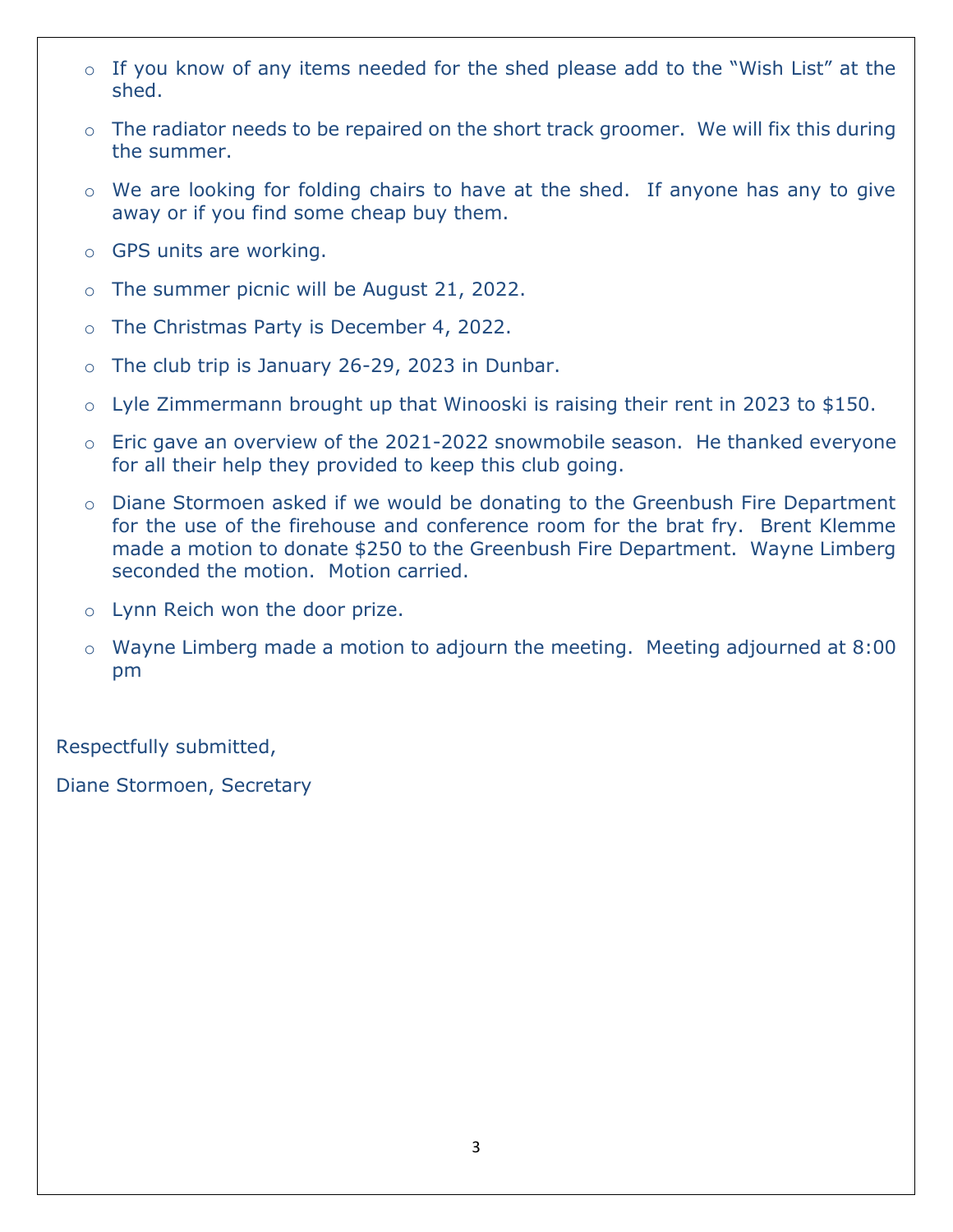- If you know of any items needed for the shed please add to the "Wish List" at the shed.
- The radiator needs to be repaired on the short track groomer. We will fix this during the summer.
- We are looking for folding chairs to have at the shed. If anyone has any to give away or if you find some cheap buy them.
- GPS units are working.
- The summer picnic will be August 21, 2022.
- The Christmas Party is December 4, 2022.
- The club trip is January 26-29, 2023 in Dunbar.
- Lyle Zimmermann brought up that Winooski is raising their rent in 2023 to $150.
- Eric gave an overview of the 2021-2022 snowmobile season. He thanked everyone for all their help they provided to keep this club going.
- Diane Stormoen asked if we would be donating to the Greenbush Fire Department for the use of the firehouse and conference room for the brat fry. Brent Klemme made a motion to donate $250 to the Greenbush Fire Department. Wayne Limberg seconded the motion. Motion carried.
- Lynn Reich won the door prize.
- Wayne Limberg made a motion to adjourn the meeting. Meeting adjourned at 8:00 pm

Respectfully submitted,

Diane Stormoen, Secretary